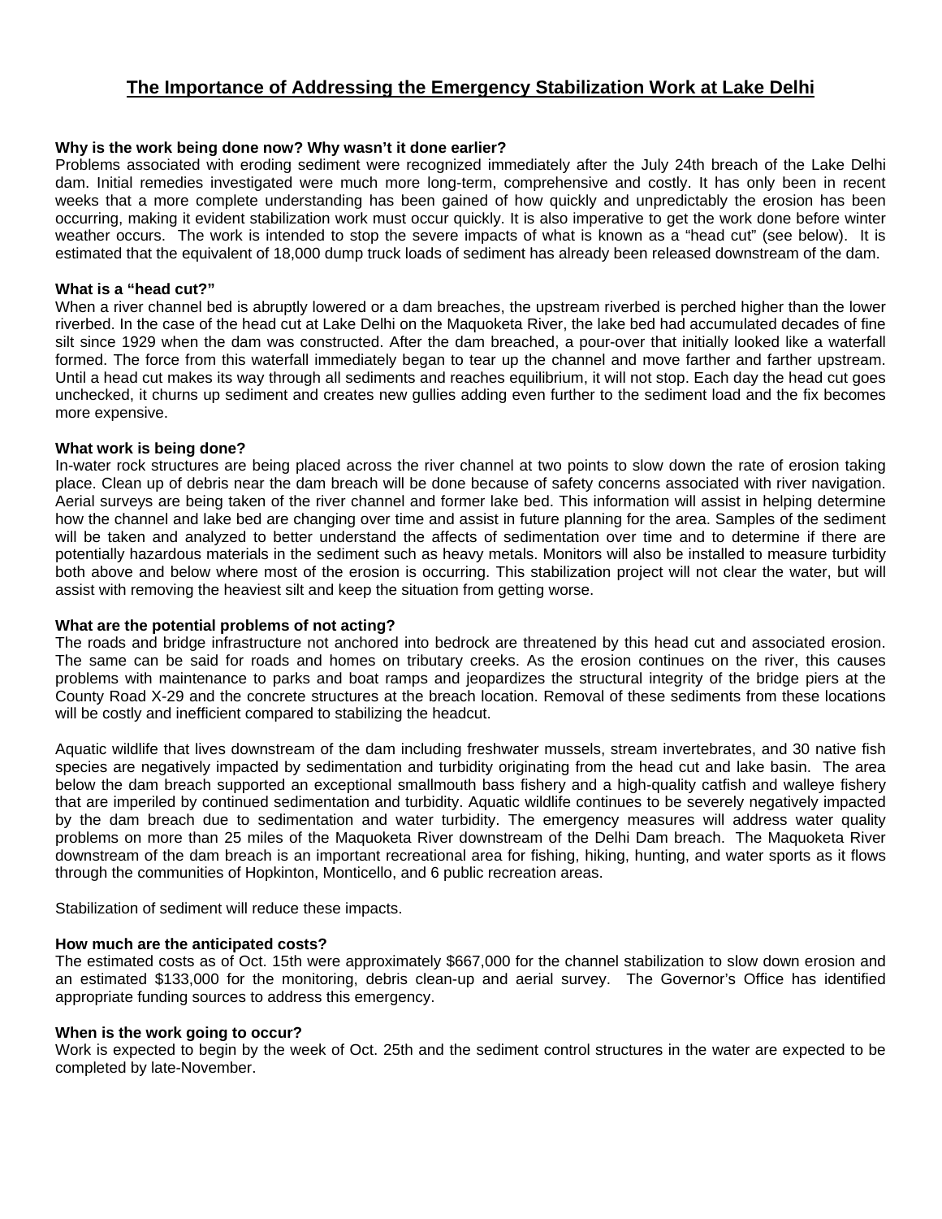# The Importance of Addressing the Emergency Stabilization Work at Lake Delhi

**Why is the work being done now? Why wasn't it done earlier?**

Problems associated with eroding sediment were recognized immediately after the July 24th breach of the Lake Delhi dam. Initial remedies investigated were much more long-term, comprehensive and costly. It has only been in recent weeks that a more complete understanding has been gained of how quickly and unpredictably the erosion has been occurring, making it evident stabilization work must occur quickly. It is also imperative to get the work done before winter weather occurs. The work is intended to stop the severe impacts of what is known as a "head cut" (see below). It is estimated that the equivalent of 18,000 dump truck loads of sediment has already been released downstream of the dam.

**What is a "head cut?"**

When a river channel bed is abruptly lowered or a dam breaches, the upstream riverbed is perched higher than the lower riverbed. In the case of the head cut at Lake Delhi on the Maquoketa River, the lake bed had accumulated decades of fine silt since 1929 when the dam was constructed. After the dam breached, a pour-over that initially looked like a waterfall formed. The force from this waterfall immediately began to tear up the channel and move farther and farther upstream. Until a head cut makes its way through all sediments and reaches equilibrium, it will not stop. Each day the head cut goes unchecked, it churns up sediment and creates new gullies adding even further to the sediment load and the fix becomes more expensive.

**What work is being done?**

In-water rock structures are being placed across the river channel at two points to slow down the rate of erosion taking place. Clean up of debris near the dam breach will be done because of safety concerns associated with river navigation. Aerial surveys are being taken of the river channel and former lake bed. This information will assist in helping determine how the channel and lake bed are changing over time and assist in future planning for the area. Samples of the sediment will be taken and analyzed to better understand the affects of sedimentation over time and to determine if there are potentially hazardous materials in the sediment such as heavy metals. Monitors will also be installed to measure turbidity both above and below where most of the erosion is occurring. This stabilization project will not clear the water, but will assist with removing the heaviest silt and keep the situation from getting worse.

**What are the potential problems of not acting?**

The roads and bridge infrastructure not anchored into bedrock are threatened by this head cut and associated erosion. The same can be said for roads and homes on tributary creeks. As the erosion continues on the river, this causes problems with maintenance to parks and boat ramps and jeopardizes the structural integrity of the bridge piers at the County Road X-29 and the concrete structures at the breach location. Removal of these sediments from these locations will be costly and inefficient compared to stabilizing the headcut.

Aquatic wildlife that lives downstream of the dam including freshwater mussels, stream invertebrates, and 30 native fish species are negatively impacted by sedimentation and turbidity originating from the head cut and lake basin. The area below the dam breach supported an exceptional smallmouth bass fishery and a high-quality catfish and walleye fishery that are imperiled by continued sedimentation and turbidity. Aquatic wildlife continues to be severely negatively impacted by the dam breach due to sedimentation and water turbidity. The emergency measures will address water quality problems on more than 25 miles of the Maquoketa River downstream of the Delhi Dam breach. The Maquoketa River downstream of the dam breach is an important recreational area for fishing, hiking, hunting, and water sports as it flows through the communities of Hopkinton, Monticello, and 6 public recreation areas.

Stabilization of sediment will reduce these impacts.

**How much are the anticipated costs?**

The estimated costs as of Oct. 15th were approximately $667,000 for the channel stabilization to slow down erosion and an estimated $133,000 for the monitoring, debris clean-up and aerial survey. The Governor's Office has identified appropriate funding sources to address this emergency.

**When is the work going to occur?**

Work is expected to begin by the week of Oct. 25th and the sediment control structures in the water are expected to be completed by late-November.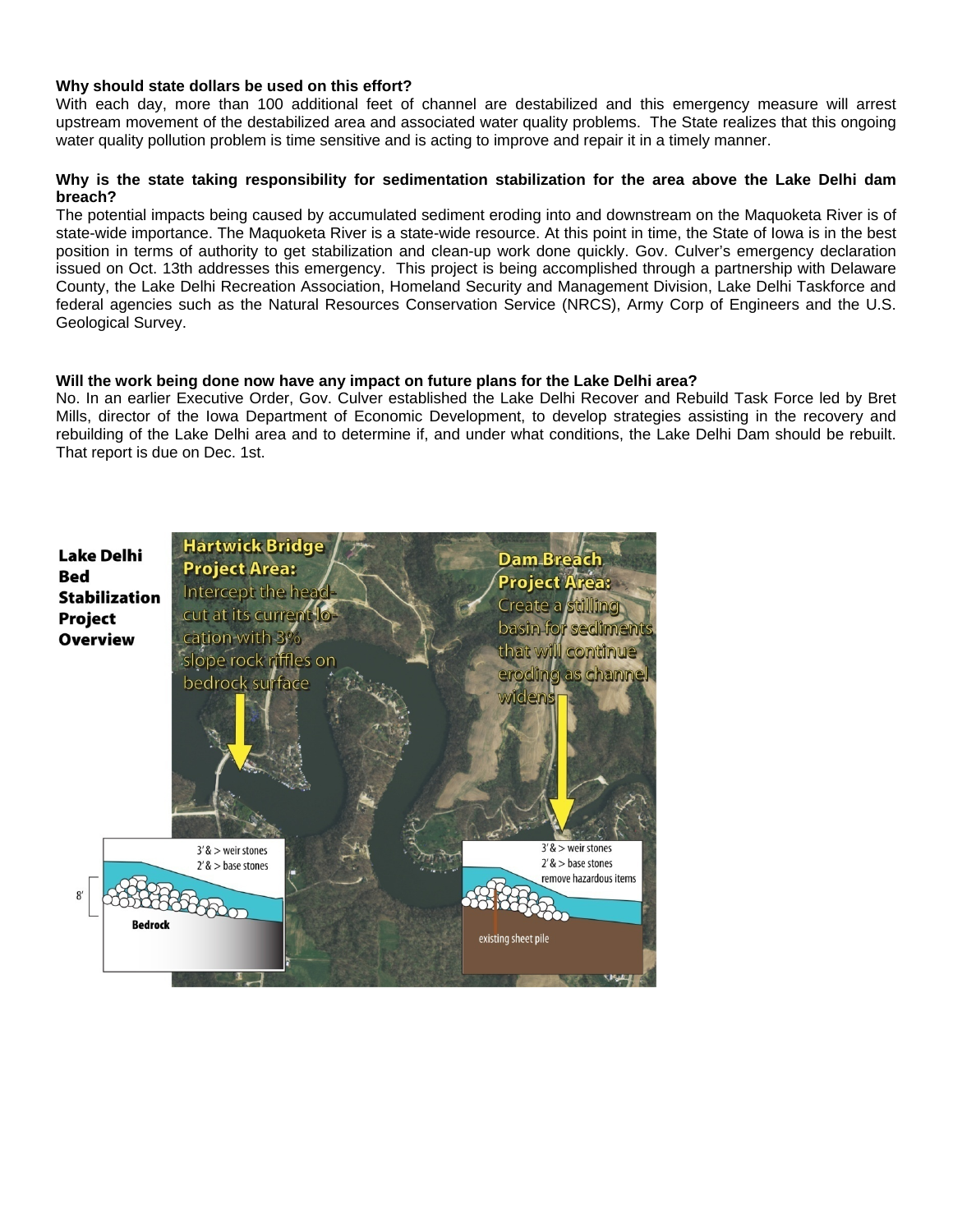**Why should state dollars be used on this effort?**

With each day, more than 100 additional feet of channel are destabilized and this emergency measure will arrest upstream movement of the destabilized area and associated water quality problems. The State realizes that this ongoing water quality pollution problem is time sensitive and is acting to improve and repair it in a timely manner.

**Why is the state taking responsibility for sedimentation stabilization for the area above the Lake Delhi dam breach?**

The potential impacts being caused by accumulated sediment eroding into and downstream on the Maquoketa River is of state-wide importance. The Maquoketa River is a state-wide resource. At this point in time, the State of Iowa is in the best position in terms of authority to get stabilization and clean-up work done quickly. Gov. Culver's emergency declaration issued on Oct. 13th addresses this emergency. This project is being accomplished through a partnership with Delaware County, the Lake Delhi Recreation Association, Homeland Security and Management Division, Lake Delhi Taskforce and federal agencies such as the Natural Resources Conservation Service (NRCS), Army Corp of Engineers and the U.S. Geological Survey.

**Will the work being done now have any impact on future plans for the Lake Delhi area?**

No. In an earlier Executive Order, Gov. Culver established the Lake Delhi Recover and Rebuild Task Force led by Bret Mills, director of the Iowa Department of Economic Development, to develop strategies assisting in the recovery and rebuilding of the Lake Delhi area and to determine if, and under what conditions, the Lake Delhi Dam should be rebuilt. That report is due on Dec. 1st.

**Lake Delhi Bed Stabilization Project Overview**

**Hartwick Bridge Project Area:** Intercept the head-cut at its current location with 3% slope rock riffles on bedrock surface

**Dam Breach Project Area:** Create a stilling basin for sediments that will continue eroding as channel widens

3' & > weir stones
2' & > base stones
8'
Bedrock

3' & > weir stones
2' & > base stones
remove hazardous items
existing sheet pile